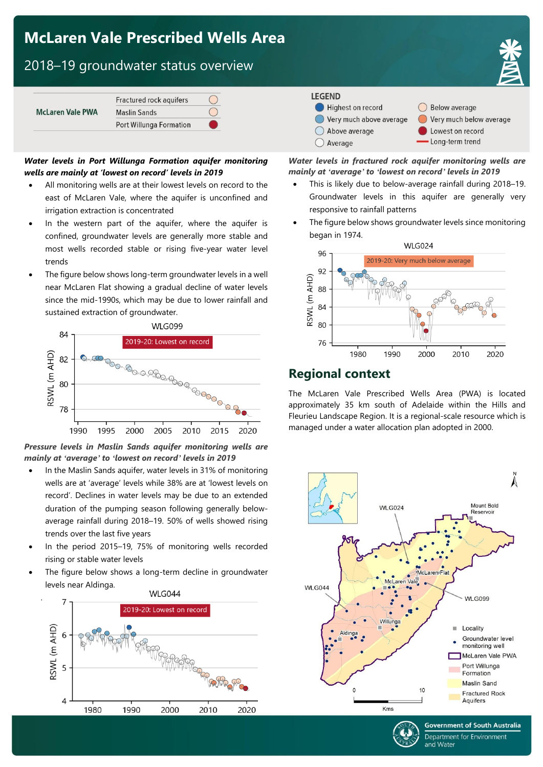# McLaren Vale Prescribed Wells Area

## 2018–19 groundwater status overview

| McLaren Vale PWA | |
|---|---|
| Fractured rock aquifers | Below average |
| Maslin Sands | Below average |
| Port Willunga Formation | Lowest on record |

**LEGEND**

- Highest on record
- Very much above average
- Above average
- Average
- Below average
- Very much below average
- Lowest on record
- Long-term trend

***Water levels in Port Willunga Formation aquifer monitoring wells are mainly at 'lowest on record' levels in 2019***

- All monitoring wells are at their lowest levels on record to the east of McLaren Vale, where the aquifer is unconfined and irrigation extraction is concentrated
- In the western part of the aquifer, where the aquifer is confined, groundwater levels are generally more stable and most wells recorded stable or rising five-year water level trends
- The figure below shows long-term groundwater levels in a well near McLaren Flat showing a gradual decline of water levels since the mid-1990s, which may be due to lower rainfall and sustained extraction of groundwater.

WLG099 — 2019-20: Lowest on record

***Pressure levels in Maslin Sands aquifer monitoring wells are mainly at 'average' to 'lowest on record' levels in 2019***

- In the Maslin Sands aquifer, water levels in 31% of monitoring wells are at 'average' levels while 38% are at 'lowest levels on record'. Declines in water levels may be due to an extended duration of the pumping season following generally below-average rainfall during 2018–19. 50% of wells showed rising trends over the last five years
- In the period 2015–19, 75% of monitoring wells recorded rising or stable water levels
- The figure below shows a long-term decline in groundwater levels near Aldinga.

WLG044 — 2019-20: Lowest on record

***Water levels in fractured rock aquifer monitoring wells are mainly at 'average' to 'lowest on record' levels in 2019***

- This is likely due to below-average rainfall during 2018–19. Groundwater levels in this aquifer are generally very responsive to rainfall patterns
- The figure below shows groundwater levels since monitoring began in 1974.

WLG024 — 2019-20: Very much below average

## Regional context

The McLaren Vale Prescribed Wells Area (PWA) is located approximately 35 km south of Adelaide within the Hills and Fleurieu Landscape Region. It is a regional-scale resource which is managed under a water allocation plan adopted in 2000.

Government of South Australia
Department for Environment and Water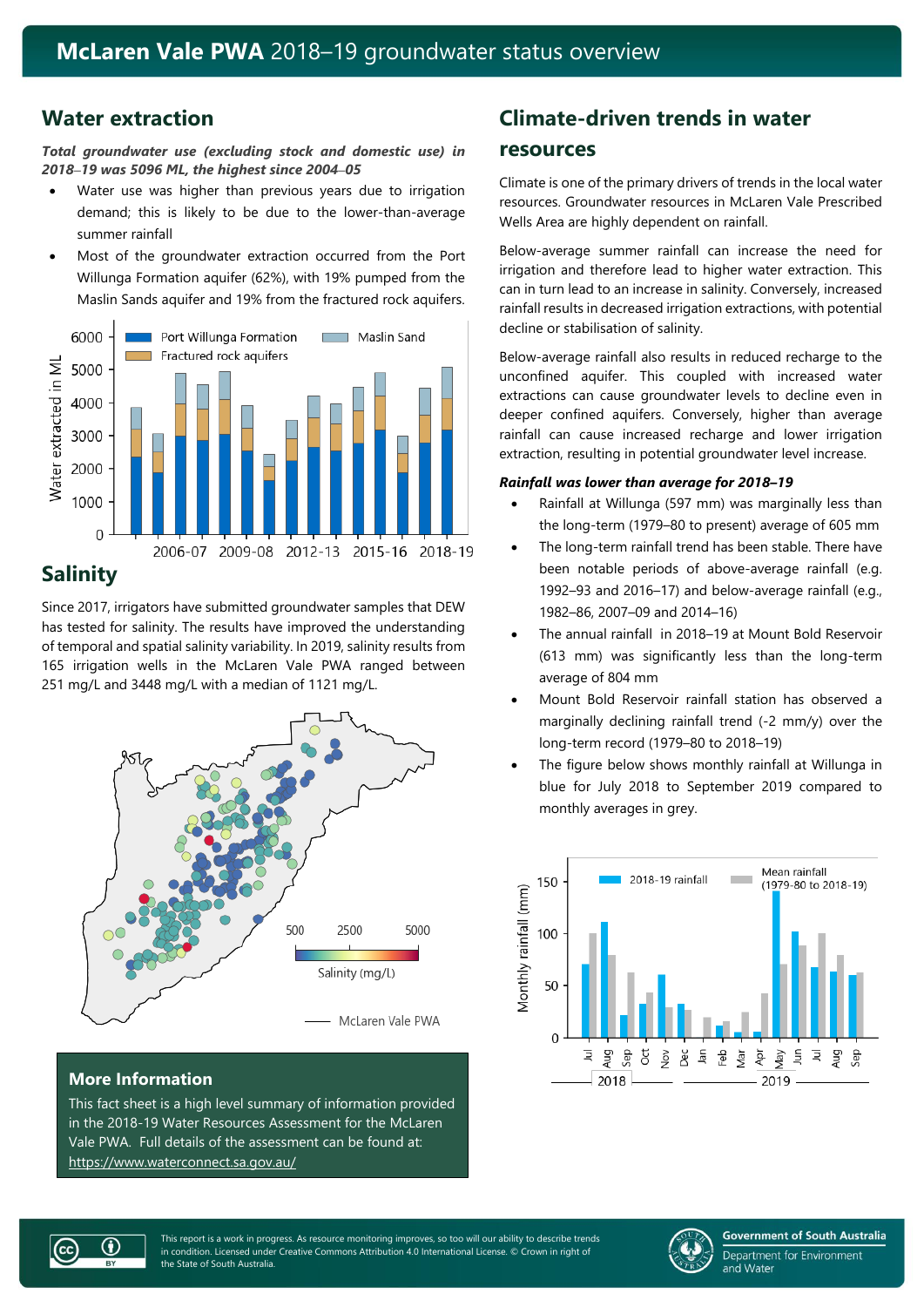# McLaren Vale PWA 2018–19 groundwater status overview

## Water extraction

***Total groundwater use (excluding stock and domestic use) in 2018–19 was 5096 ML, the highest since 2004–05***

- Water use was higher than previous years due to irrigation demand; this is likely to be due to the lower-than-average summer rainfall
- Most of the groundwater extraction occurred from the Port Willunga Formation aquifer (62%), with 19% pumped from the Maslin Sands aquifer and 19% from the fractured rock aquifers.

Port Willunga Formation
Maslin Sand
Fractured rock aquifers
Water extracted in ML
0
1000
2000
3000
4000
5000
6000
2006-07
2009-08
2012-13
2015-16
2018-19

## Salinity

Since 2017, irrigators have submitted groundwater samples that DEW has tested for salinity. The results have improved the understanding of temporal and spatial salinity variability. In 2019, salinity results from 165 irrigation wells in the McLaren Vale PWA ranged between 251 mg/L and 3448 mg/L with a median of 1121 mg/L.

500
2500
5000
Salinity (mg/L)
McLaren Vale PWA

### More Information

This fact sheet is a high level summary of information provided in the 2018-19 Water Resources Assessment for the McLaren Vale PWA. Full details of the assessment can be found at: https://www.waterconnect.sa.gov.au/

## Climate-driven trends in water resources

Climate is one of the primary drivers of trends in the local water resources. Groundwater resources in McLaren Vale Prescribed Wells Area are highly dependent on rainfall.

Below-average summer rainfall can increase the need for irrigation and therefore lead to higher water extraction. This can in turn lead to an increase in salinity. Conversely, increased rainfall results in decreased irrigation extractions, with potential decline or stabilisation of salinity.

Below-average rainfall also results in reduced recharge to the unconfined aquifer. This coupled with increased water extractions can cause groundwater levels to decline even in deeper confined aquifers. Conversely, higher than average rainfall can cause increased recharge and lower irrigation extraction, resulting in potential groundwater level increase.

***Rainfall was lower than average for 2018–19***

- Rainfall at Willunga (597 mm) was marginally less than the long-term (1979–80 to present) average of 605 mm
- The long-term rainfall trend has been stable. There have been notable periods of above-average rainfall (e.g. 1992–93 and 2016–17) and below-average rainfall (e.g., 1982–86, 2007–09 and 2014–16)
- The annual rainfall in 2018–19 at Mount Bold Reservoir (613 mm) was significantly less than the long-term average of 804 mm
- Mount Bold Reservoir rainfall station has observed a marginally declining rainfall trend (-2 mm/y) over the long-term record (1979–80 to 2018–19)
- The figure below shows monthly rainfall at Willunga in blue for July 2018 to September 2019 compared to monthly averages in grey.

2018-19 rainfall
Mean rainfall (1979-80 to 2018-19)
Monthly rainfall (mm)
0
50
100
150
Jul Aug Sep Oct Nov Dec Jan Feb Mar Apr May Jun Jul Aug Sep
2018
2019

This report is a work in progress. As resource monitoring improves, so too will our ability to describe trends in condition. Licensed under Creative Commons Attribution 4.0 International License. © Crown in right of the State of South Australia.

Government of South Australia
Department for Environment and Water